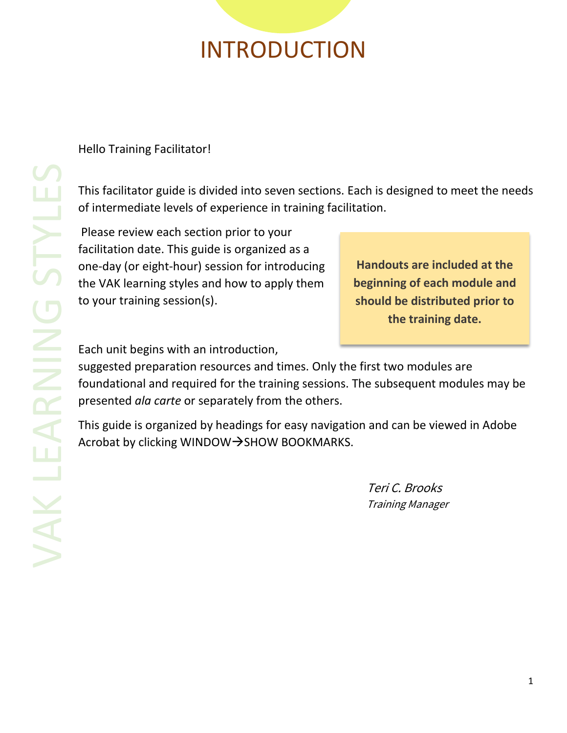# INTRODUCTION

VAK LEARNING STYLES

Hello Training Facilitator!

This facilitator guide is divided into seven sections. Each is designed to meet the needs of intermediate levels of experience in training facilitation.

Please review each section prior to your facilitation date. This guide is organized as a one-day (or eight-hour) session for introducing the VAK learning styles and how to apply them to your training session(s).

**Handouts are included at the beginning of each module and should be distributed prior to the training date.**

Each unit begins with an introduction, suggested preparation resources and times. Only the first two modules are foundational and required for the training sessions. The subsequent modules may be presented *ala carte* or separately from the others.

This guide is organized by headings for easy navigation and can be viewed in Adobe Acrobat by clicking WINDOW→SHOW BOOKMARKS.

*Teri C. Brooks*
*Training Manager*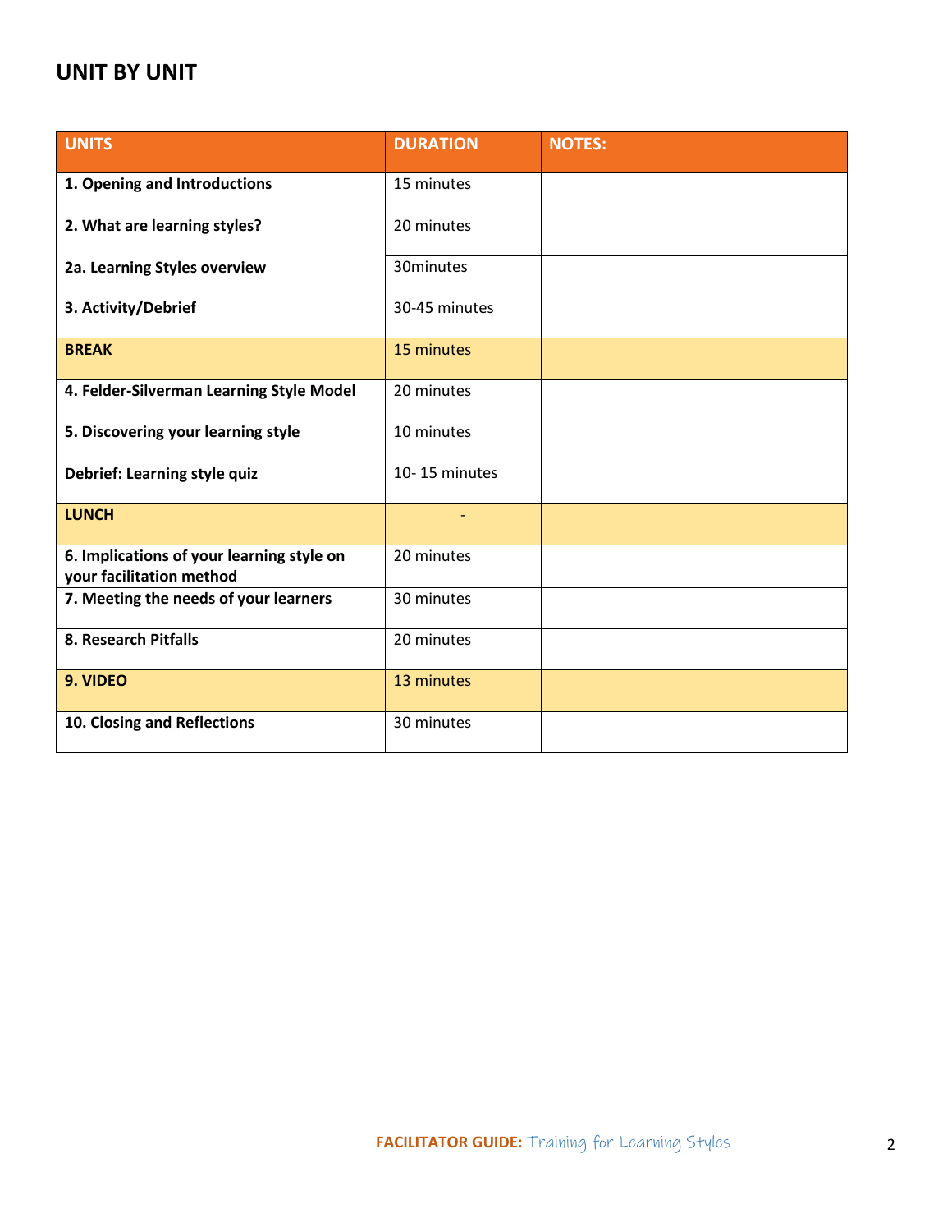## UNIT BY UNIT

| UNITS | DURATION | NOTES: |
|---|---|---|
| **1. Opening and Introductions** | 15 minutes | |
| **2. What are learning styles?** | 20 minutes | |
| **2a. Learning Styles overview** | 30minutes | |
| **3. Activity/Debrief** | 30-45 minutes | |
| **BREAK** | 15 minutes | |
| **4. Felder-Silverman Learning Style Model** | 20 minutes | |
| **5. Discovering your learning style** | 10 minutes | |
| **Debrief: Learning style quiz** | 10- 15 minutes | |
| **LUNCH** | - | |
| **6. Implications of your learning style on your facilitation method** | 20 minutes | |
| **7. Meeting the needs of your learners** | 30 minutes | |
| **8. Research Pitfalls** | 20 minutes | |
| **9. VIDEO** | 13 minutes | |
| **10. Closing and Reflections** | 30 minutes | |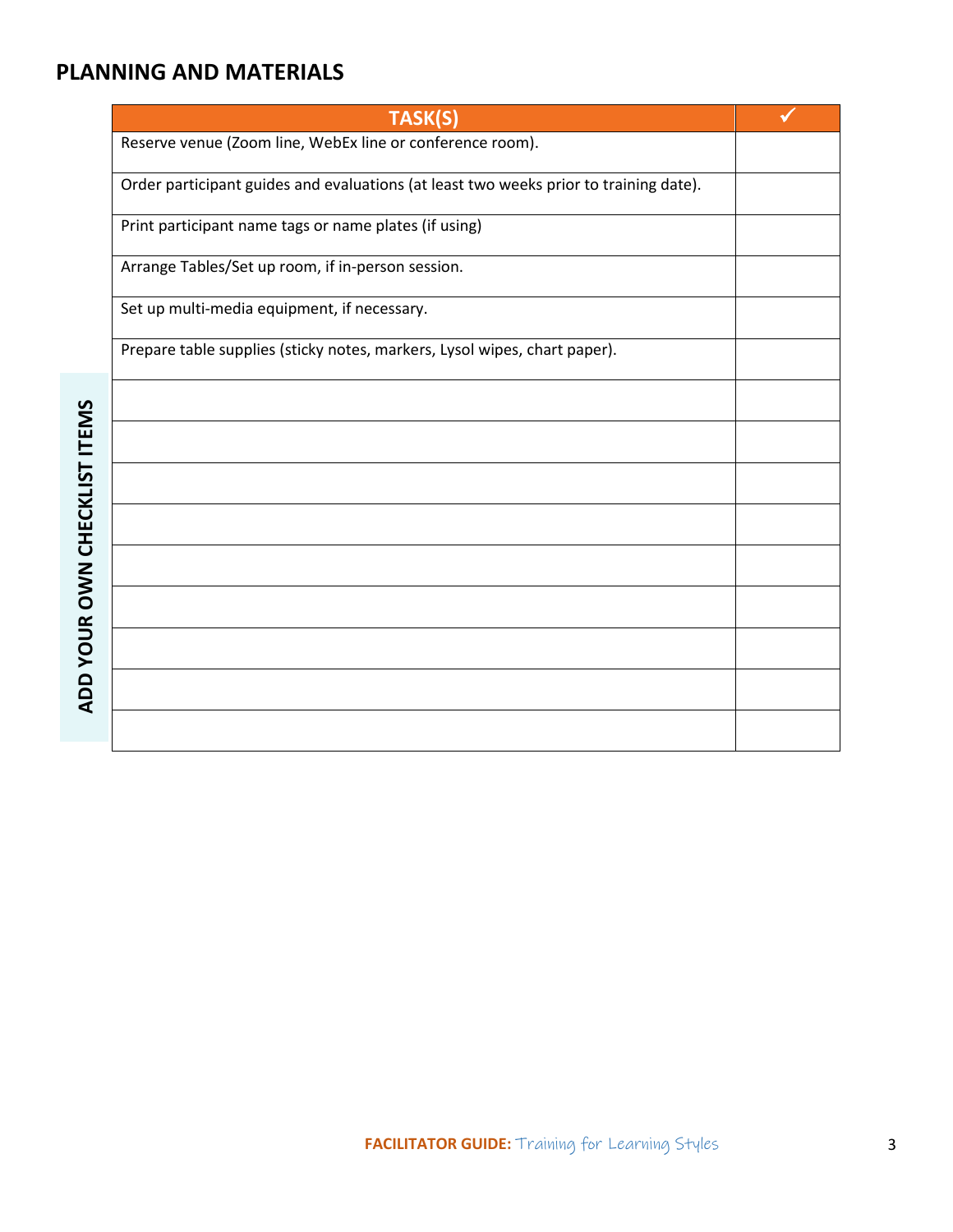## PLANNING AND MATERIALS

| TASK(S) | ✓ |
|---|---|
| Reserve venue (Zoom line, WebEx line or conference room). | |
| Order participant guides and evaluations (at least two weeks prior to training date). | |
| Print participant name tags or name plates (if using) | |
| Arrange Tables/Set up room, if in-person session. | |
| Set up multi-media equipment, if necessary. | |
| Prepare table supplies (sticky notes, markers, Lysol wipes, chart paper). | |
| | |
| | |
| | |
| | |
| | |
| | |
| | |
| | |
| | |

**ADD YOUR OWN CHECKLIST ITEMS**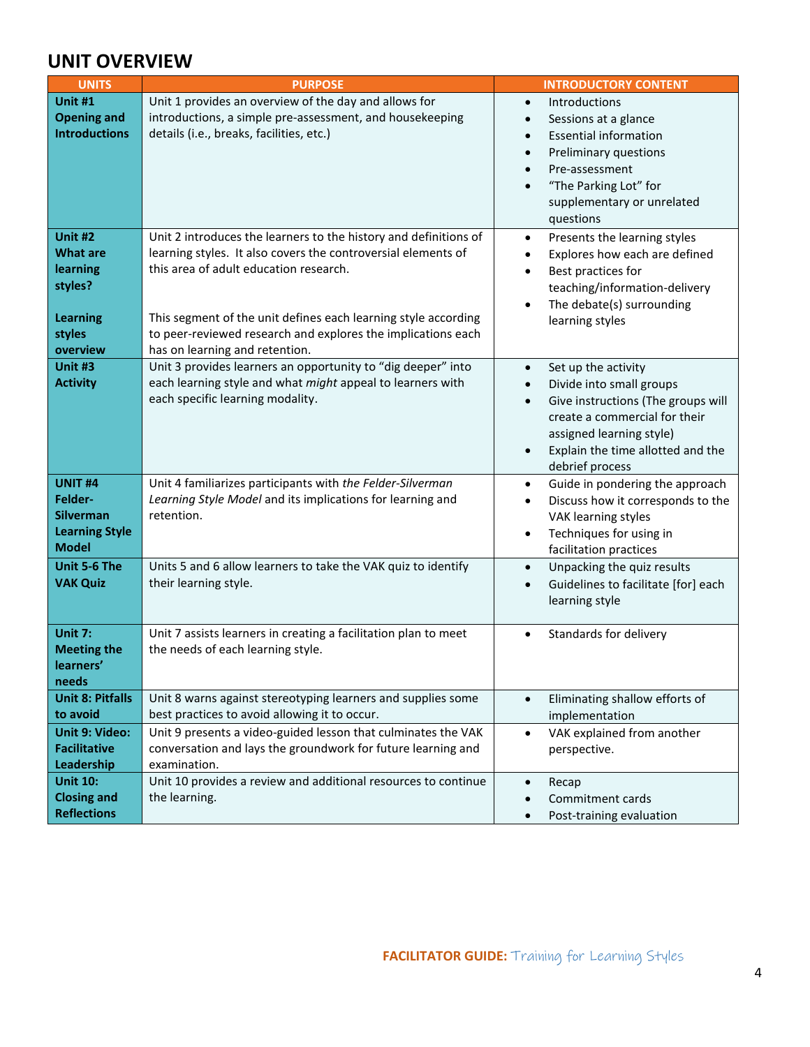## UNIT OVERVIEW

| UNITS | PURPOSE | INTRODUCTORY CONTENT |
| --- | --- | --- |
| **Unit #1 Opening and Introductions** | Unit 1 provides an overview of the day and allows for introductions, a simple pre-assessment, and housekeeping details (i.e., breaks, facilities, etc.) | • Introductions<br>• Sessions at a glance<br>• Essential information<br>• Preliminary questions<br>• Pre-assessment<br>• "The Parking Lot" for supplementary or unrelated questions |
| **Unit #2 What are learning styles?**<br><br>**Learning styles overview** | Unit 2 introduces the learners to the history and definitions of learning styles. It also covers the controversial elements of this area of adult education research.<br><br>This segment of the unit defines each learning style according to peer-reviewed research and explores the implications each has on learning and retention. | • Presents the learning styles<br>• Explores how each are defined<br>• Best practices for teaching/information-delivery<br>• The debate(s) surrounding learning styles |
| **Unit #3 Activity** | Unit 3 provides learners an opportunity to "dig deeper" into each learning style and what *might* appeal to learners with each specific learning modality. | • Set up the activity<br>• Divide into small groups<br>• Give instructions (The groups will create a commercial for their assigned learning style)<br>• Explain the time allotted and the debrief process |
| **UNIT #4 Felder-Silverman Learning Style Model** | Unit 4 familiarizes participants with *the Felder-Silverman Learning Style Model* and its implications for learning and retention. | • Guide in pondering the approach<br>• Discuss how it corresponds to the VAK learning styles<br>• Techniques for using in facilitation practices |
| **Unit 5-6 The VAK Quiz** | Units 5 and 6 allow learners to take the VAK quiz to identify their learning style. | • Unpacking the quiz results<br>• Guidelines to facilitate [for] each learning style |
| **Unit 7: Meeting the learners' needs** | Unit 7 assists learners in creating a facilitation plan to meet the needs of each learning style. | • Standards for delivery |
| **Unit 8: Pitfalls to avoid** | Unit 8 warns against stereotyping learners and supplies some best practices to avoid allowing it to occur. | • Eliminating shallow efforts of implementation |
| **Unit 9: Video: Facilitative Leadership** | Unit 9 presents a video-guided lesson that culminates the VAK conversation and lays the groundwork for future learning and examination. | • VAK explained from another perspective. |
| **Unit 10: Closing and Reflections** | Unit 10 provides a review and additional resources to continue the learning. | • Recap<br>• Commitment cards<br>• Post-training evaluation |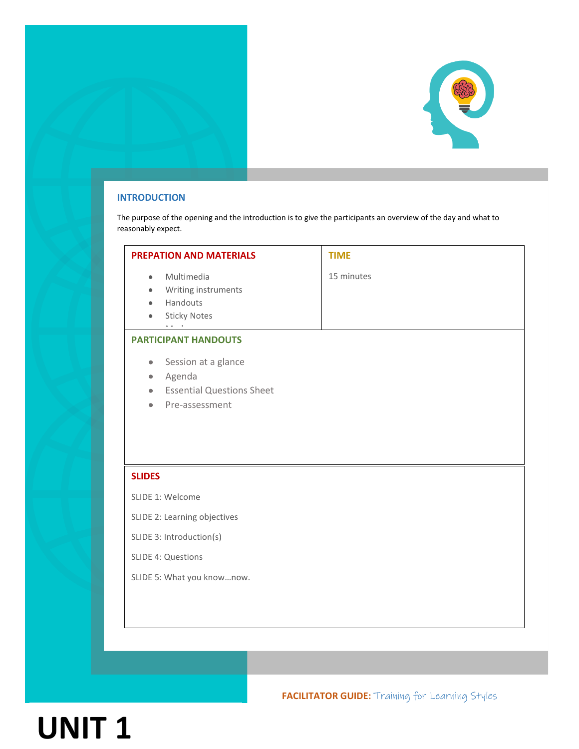## INTRODUCTION

The purpose of the opening and the introduction is to give the participants an overview of the day and what to reasonably expect.

| PREPATION AND MATERIALS | TIME |
|---|---|
| • Multimedia<br>• Writing instruments<br>• Handouts<br>• Sticky Notes | 15 minutes |

**PARTICIPANT HANDOUTS**

- Session at a glance
- Agenda
- Essential Questions Sheet
- Pre-assessment

**SLIDES**

SLIDE 1: Welcome

SLIDE 2: Learning objectives

SLIDE 3: Introduction(s)

SLIDE 4: Questions

SLIDE 5: What you know…now.

**FACILITATOR GUIDE:** Training for Learning Styles

# UNIT 1